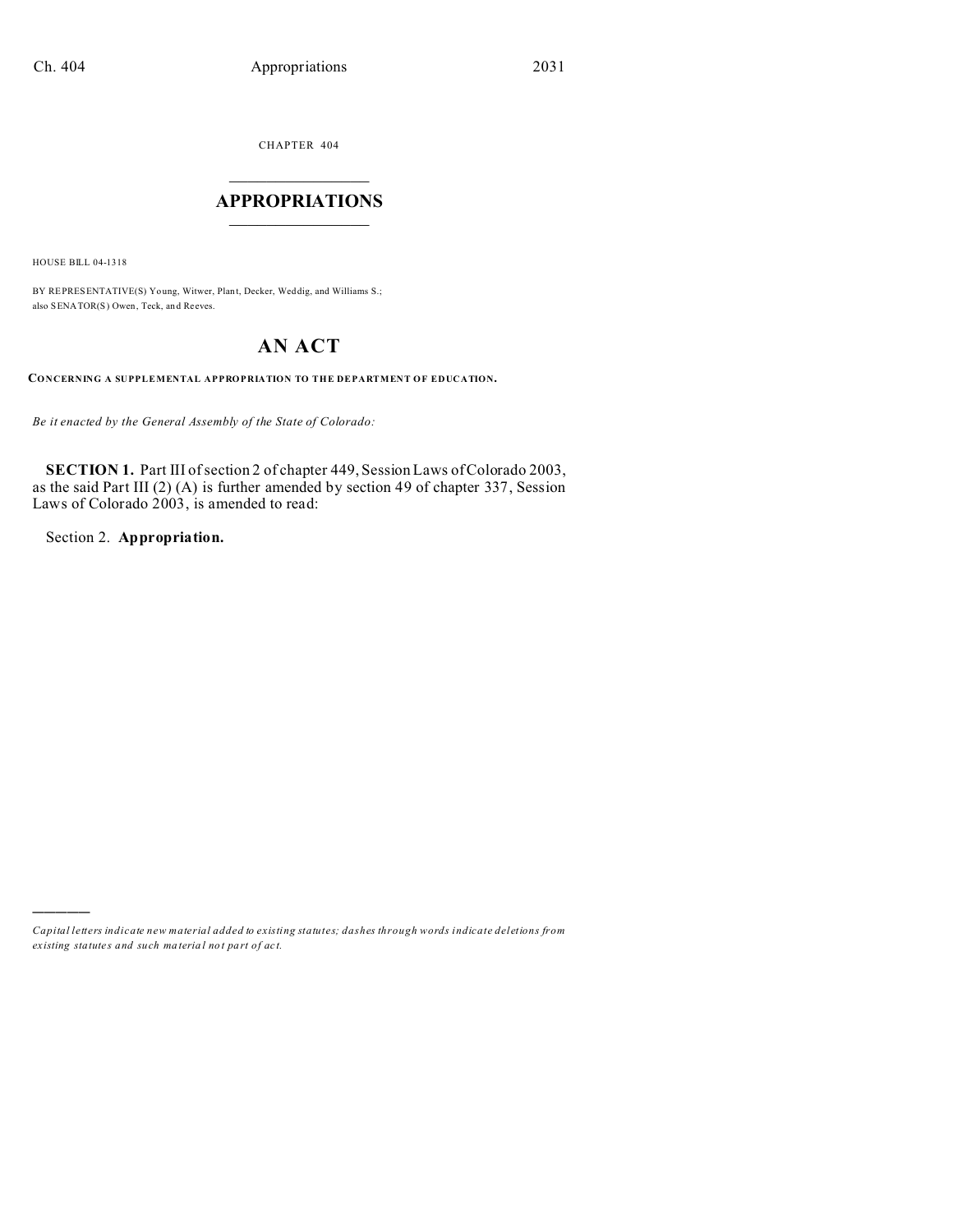CHAPTER 404

# APPROPRIATIONS

HOUSE BILL 04-1318

BY REPRESENTATIVE(S) Young, Witwer, Plant, Decker, Weddig, and Williams S.;
also SENATOR(S) Owen, Teck, and Reeves.

# AN ACT

**CONCERNING A SUPPLEMENTAL APPROPRIATION TO THE DEPARTMENT OF EDUCATION.**

*Be it enacted by the General Assembly of the State of Colorado:*

**SECTION 1.** Part III of section 2 of chapter 449, Session Laws of Colorado 2003, as the said Part III (2) (A) is further amended by section 49 of chapter 337, Session Laws of Colorado 2003, is amended to read:

Section 2. **Appropriation.**

---

*Capital letters indicate new material added to existing statutes; dashes through words indicate deletions from existing statutes and such material not part of act.*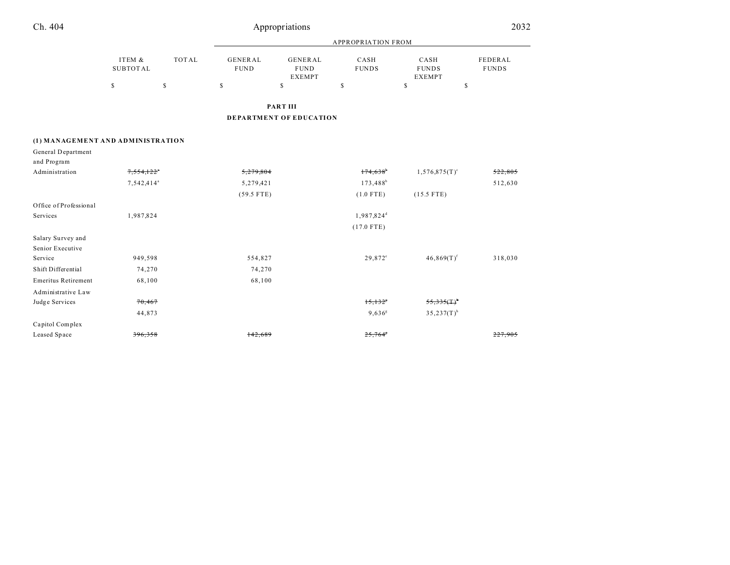| | ITEM & SUBTOTAL | TOTAL | APPROPRIATION FROM GENERAL FUND | GENERAL FUND EXEMPT | CASH FUNDS | CASH FUNDS EXEMPT | FEDERAL FUNDS |
|---|---|---|---|---|---|---|---|
| | $ | $ | $ | $ | $ | $ | $ |

**PART III**

**DEPARTMENT OF EDUCATION**

**(1) MANAGEMENT AND ADMINISTRATION**

| | ITEM & SUBTOTAL | TOTAL | GENERAL FUND | GENERAL FUND EXEMPT | CASH FUNDS | CASH FUNDS EXEMPT | FEDERAL FUNDS |
|---|---|---|---|---|---|---|---|
| General Department and Program Administration | ~~7,554,122~~[a] | | ~~5,279,804~~ | | ~~174,638~~[b] | 1,576,875(T)[c] | ~~522,805~~ |
| | 7,542,414[a] | | 5,279,421 | | 173,488[b] | | 512,630 |
| | | | (59.5 FTE) | | (1.0 FTE) | (15.5 FTE) | |
| Office of Professional Services | 1,987,824 | | | | 1,987,824[d] | | |
| | | | | | (17.0 FTE) | | |
| Salary Survey and Senior Executive Service | 949,598 | | 554,827 | | 29,872[e] | 46,869(T)[f] | 318,030 |
| Shift Differential | 74,270 | | 74,270 | | | | |
| Emeritus Retirement | 68,100 | | 68,100 | | | | |
| Administrative Law Judge Services | ~~70,467~~ | | | | ~~15,132~~[g] | ~~55,335(T)~~[h] | |
| | 44,873 | | | | 9,636[g] | 35,237(T)[h] | |
| Capitol Complex Leased Space | ~~396,358~~ | | ~~142,689~~ | | ~~25,764~~[e] | | ~~227,905~~ |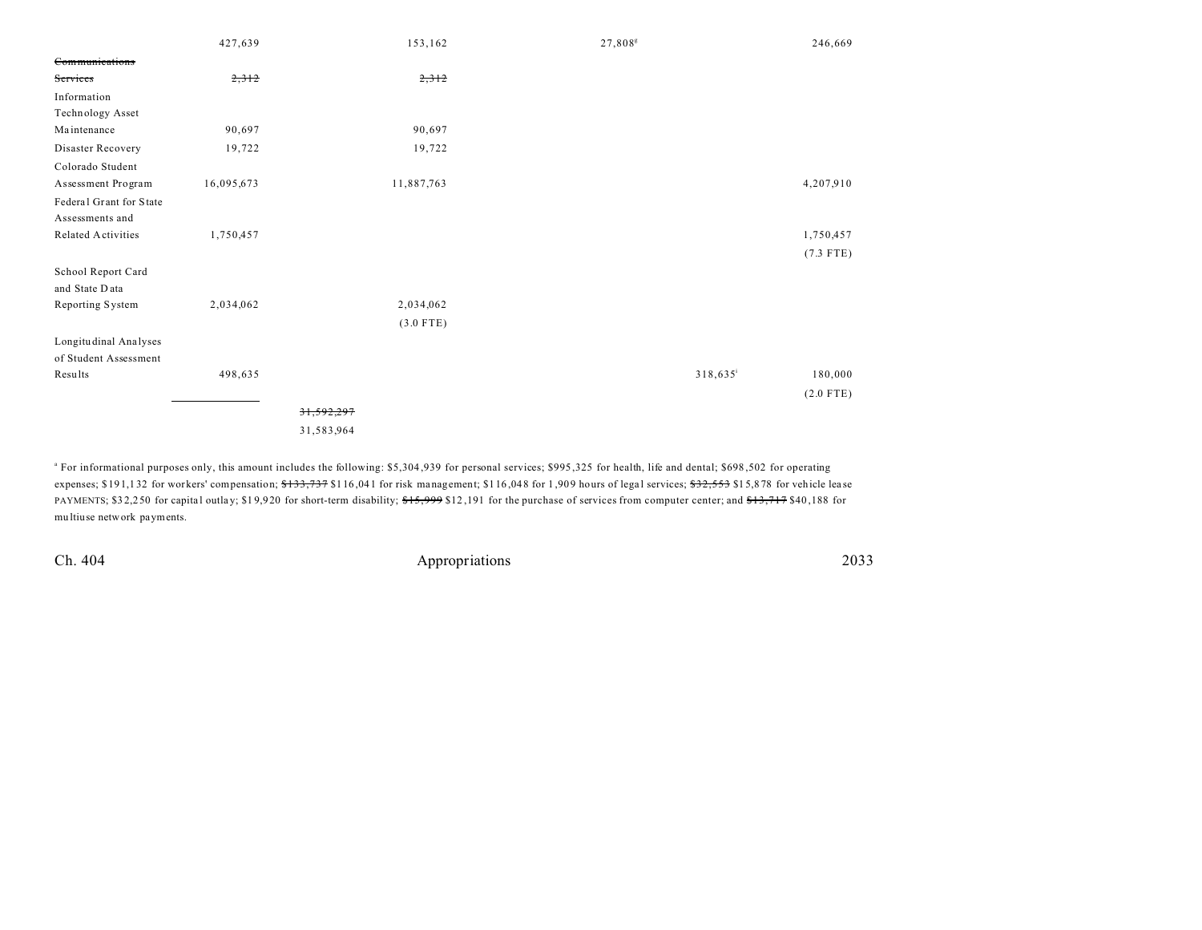| | | | | | |
|---|---|---|---|---|---|
| | 427,639 | 153,162 | 27,808[g] | | 246,669 |
| ~~Communications Services~~ | ~~2,312~~ | ~~2,312~~ | | | |
| Information Technology Asset Maintenance | 90,697 | 90,697 | | | |
| Disaster Recovery | 19,722 | 19,722 | | | |
| Colorado Student Assessment Program | 16,095,673 | 11,887,763 | | | 4,207,910 |
| Federal Grant for State Assessments and Related Activities | 1,750,457 | | | | 1,750,457 (7.3 FTE) |
| School Report Card and State Data Reporting System | 2,034,062 | 2,034,062 (3.0 FTE) | | | |
| Longitudinal Analyses of Student Assessment Results | 498,635 | | | 318,635[i] | 180,000 (2.0 FTE) |
| | | ~~31,592,297~~ 31,583,964 | | | |

[a] For informational purposes only, this amount includes the following: $5,304,939 for personal services; $995,325 for health, life and dental; $698,502 for operating expenses; $191,132 for workers' compensation; ~~$133,737~~ $116,041 for risk management; $116,048 for 1,909 hours of legal services; ~~$32,553~~ $15,878 for vehicle lease PAYMENTS; $32,250 for capital outlay; $19,920 for short-term disability; ~~$15,999~~ $12,191 for the purchase of services from computer center; and ~~$13,717~~ $40,188 for multiuse network payments.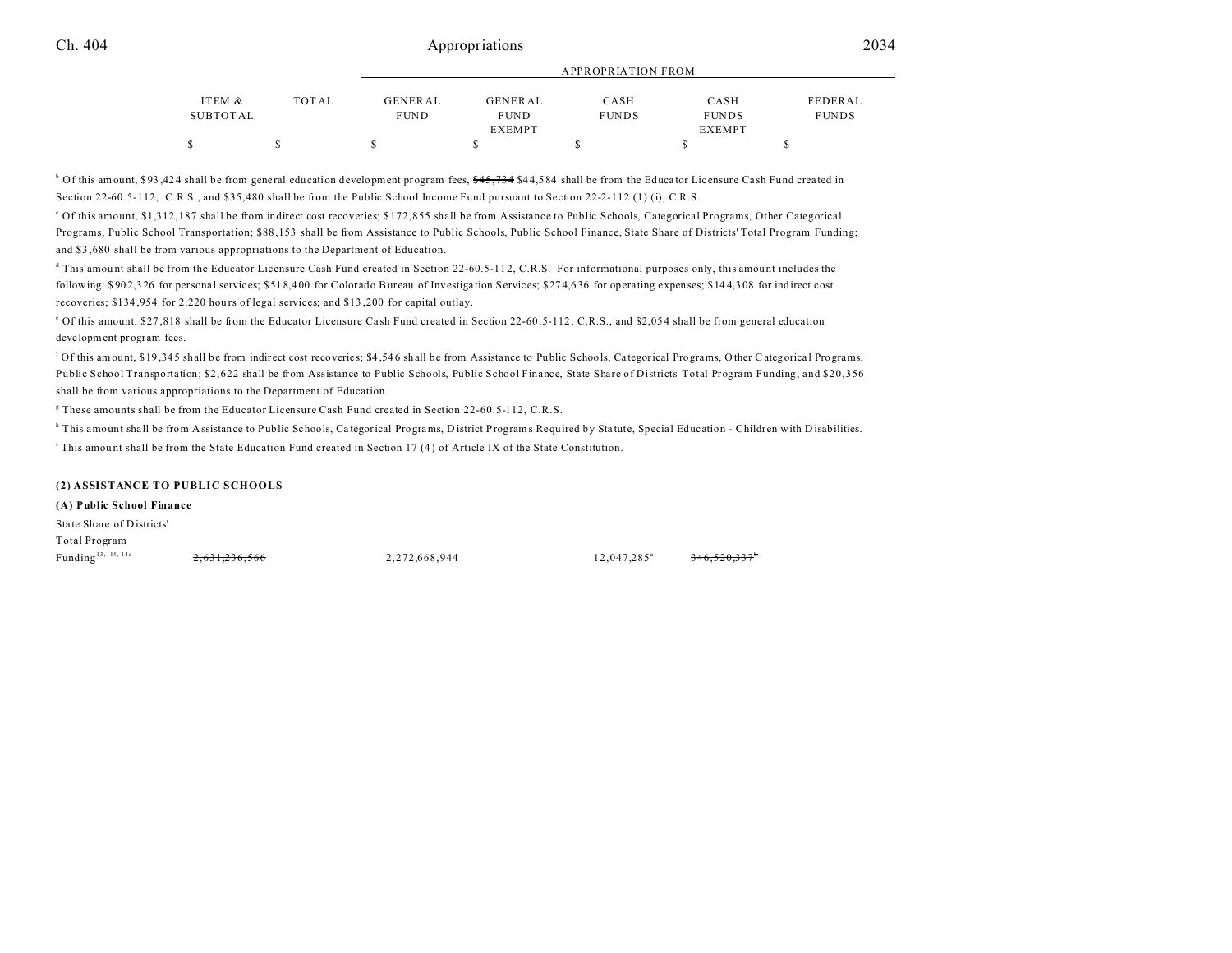| ITEM & SUBTOTAL | TOTAL | GENERAL FUND | GENERAL FUND EXEMPT | CASH FUNDS | CASH FUNDS EXEMPT | FEDERAL FUNDS |
|---|---|---|---|---|---|---|
| $ | $ | $ | $ | $ | $ | $ |

[b] Of this amount, $93,424 shall be from general education development program fees, ~~$45,734~~ $44,584 shall be from the Educator Licensure Cash Fund created in Section 22-60.5-112, C.R.S., and $35,480 shall be from the Public School Income Fund pursuant to Section 22-2-112 (1) (i), C.R.S.

[c] Of this amount, $1,312,187 shall be from indirect cost recoveries; $172,855 shall be from Assistance to Public Schools, Categorical Programs, Other Categorical Programs, Public School Transportation; $88,153 shall be from Assistance to Public Schools, Public School Finance, State Share of Districts' Total Program Funding; and $3,680 shall be from various appropriations to the Department of Education.

[d] This amount shall be from the Educator Licensure Cash Fund created in Section 22-60.5-112, C.R.S. For informational purposes only, this amount includes the following: $902,326 for personal services; $518,400 for Colorado Bureau of Investigation Services; $274,636 for operating expenses; $144,308 for indirect cost recoveries; $134,954 for 2,220 hours of legal services; and $13,200 for capital outlay.

[e] Of this amount, $27,818 shall be from the Educator Licensure Cash Fund created in Section 22-60.5-112, C.R.S., and $2,054 shall be from general education development program fees.

[f] Of this amount, $19,345 shall be from indirect cost recoveries; $4,546 shall be from Assistance to Public Schools, Categorical Programs, Other Categorical Programs, Public School Transportation; $2,622 shall be from Assistance to Public Schools, Public School Finance, State Share of Districts' Total Program Funding; and $20,356 shall be from various appropriations to the Department of Education.

[g] These amounts shall be from the Educator Licensure Cash Fund created in Section 22-60.5-112, C.R.S.

[h] This amount shall be from Assistance to Public Schools, Categorical Programs, District Programs Required by Statute, Special Education - Children with Disabilities.

[i] This amount shall be from the State Education Fund created in Section 17 (4) of Article IX of the State Constitution.

**(2) ASSISTANCE TO PUBLIC SCHOOLS**

**(A) Public School Finance**

| | ITEM & SUBTOTAL | TOTAL | GENERAL FUND | GENERAL FUND EXEMPT | CASH FUNDS | CASH FUNDS EXEMPT | FEDERAL FUNDS |
|---|---|---|---|---|---|---|---|
| State Share of Districts' Total Program Funding[13, 14, 14a] | ~~2,631,236,566~~ | | 2,272,668,944 | | 12,047,285[a] | ~~346,520,337~~[b] | |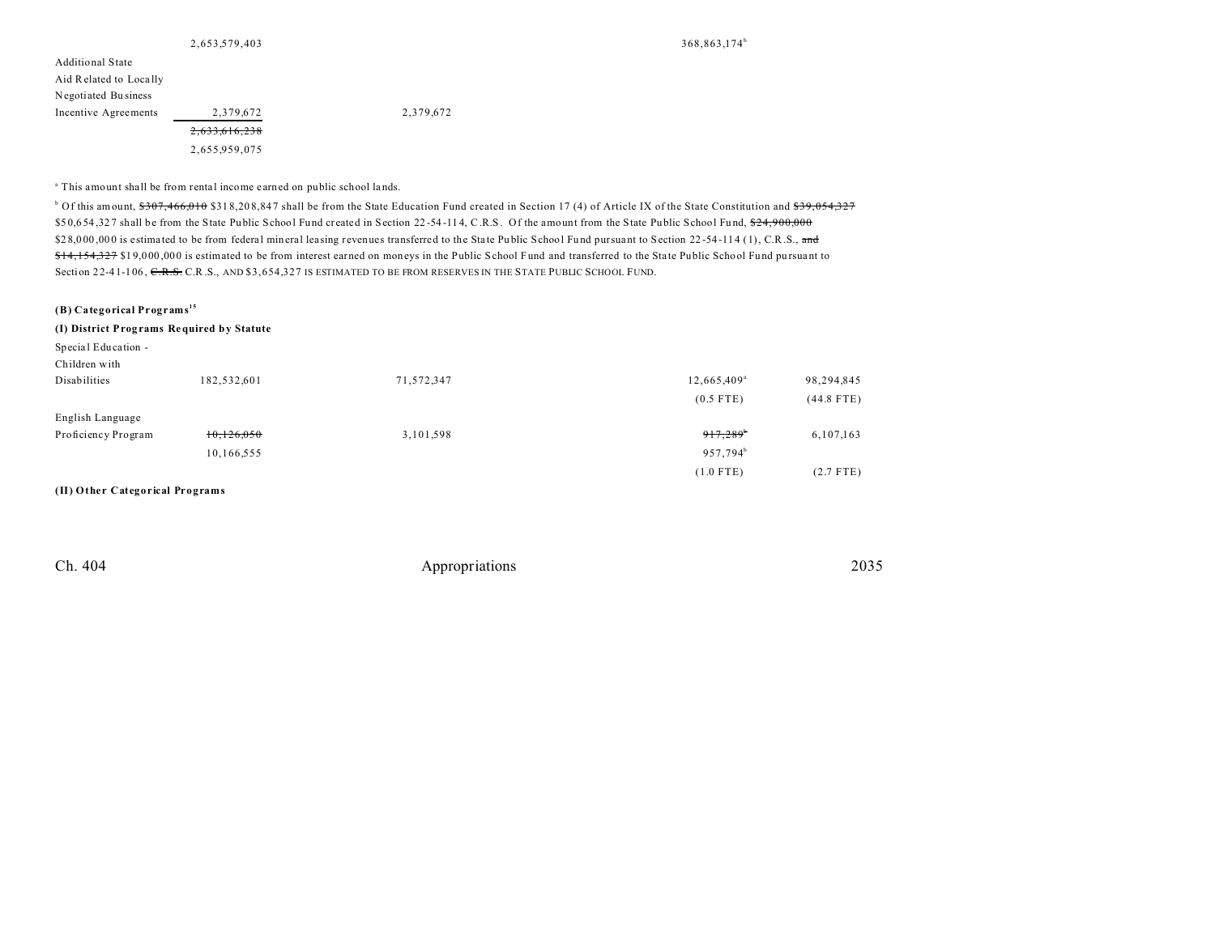| | | | | | |
|---|---|---|---|---|---|
| | 2,653,579,403 | | | 368,863,174[b] | |
| Additional State Aid Related to Locally Negotiated Business Incentive Agreements | 2,379,672 | 2,379,672 | | | |
| | ~~2,633,616,238~~ | | | | |
| | 2,655,959,075 | | | | |

[a] This amount shall be from rental income earned on public school lands.

[b] Of this amount, ~~$307,466,010~~ $318,208,847 shall be from the State Education Fund created in Section 17 (4) of Article IX of the State Constitution and ~~$39,054,327~~ $50,654,327 shall be from the State Public School Fund created in Section 22-54-114, C.R.S. Of the amount from the State Public School Fund, ~~$24,900,000~~ $28,000,000 is estimated to be from federal mineral leasing revenues transferred to the State Public School Fund pursuant to Section 22-54-114 (1), C.R.S., ~~and~~ ~~$14,154,327~~ $19,000,000 is estimated to be from interest earned on moneys in the Public School Fund and transferred to the State Public School Fund pursuant to Section 22-41-106, ~~C.R.S.~~ C.R.S., AND $3,654,327 IS ESTIMATED TO BE FROM RESERVES IN THE STATE PUBLIC SCHOOL FUND.

**(B) Categorical Programs[15]**

**(I) District Programs Required by Statute**

| | | | | | |
|---|---|---|---|---|---|
| Special Education - Children with Disabilities | 182,532,601 | 71,572,347 | | 12,665,409[a] | 98,294,845 |
| | | | | (0.5 FTE) | (44.8 FTE) |
| English Language Proficiency Program | ~~10,126,050~~ | 3,101,598 | | ~~917,289~~[b] | 6,107,163 |
| | 10,166,555 | | | 957,794[b] | |
| | | | | (1.0 FTE) | (2.7 FTE) |

**(II) Other Categorical Programs**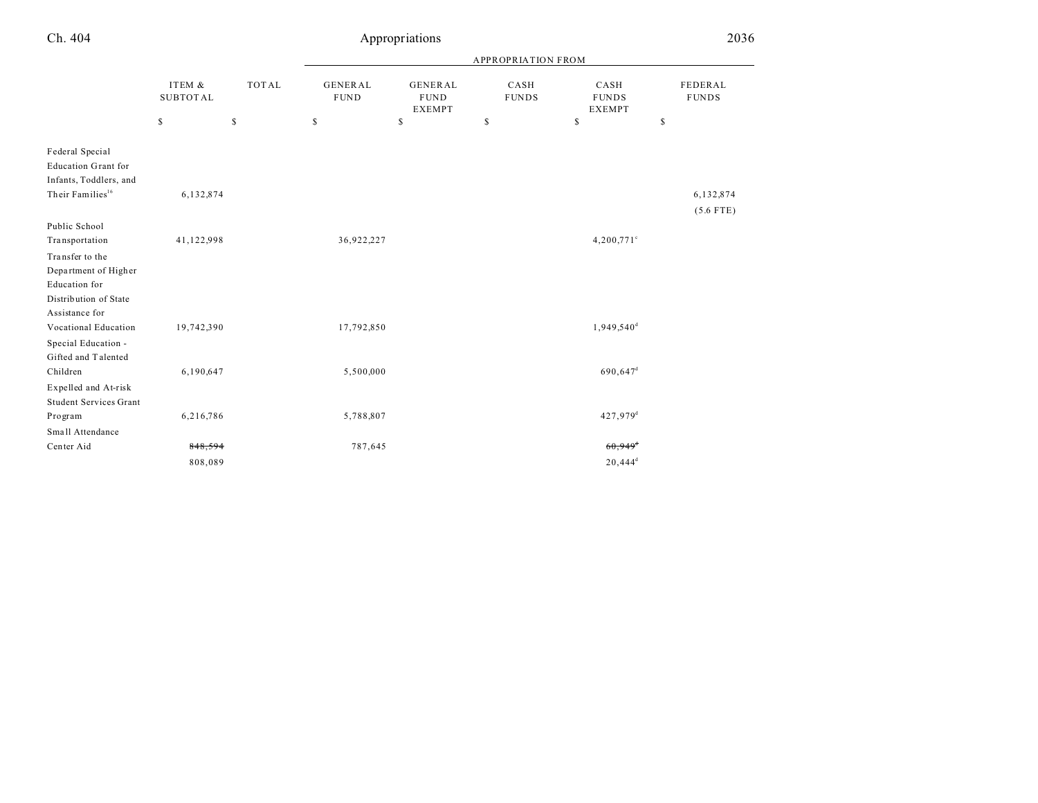| | ITEM & SUBTOTAL | TOTAL | APPROPRIATION FROM GENERAL FUND | GENERAL FUND EXEMPT | CASH FUNDS | CASH FUNDS EXEMPT | FEDERAL FUNDS |
|---|---|---|---|---|---|---|---|
| | $ | $ | $ | $ | $ | $ | $ |
| Federal Special Education Grant for Infants, Toddlers, and Their Families[16] | 6,132,874 | | | | | | 6,132,874 (5.6 FTE) |
| Public School Transportation | 41,122,998 | | 36,922,227 | | | 4,200,771[c] | |
| Transfer to the Department of Higher Education for Distribution of State Assistance for Vocational Education | 19,742,390 | | 17,792,850 | | | 1,949,540[d] | |
| Special Education - Gifted and Talented Children | 6,190,647 | | 5,500,000 | | | 690,647[d] | |
| Expelled and At-risk Student Services Grant Program | 6,216,786 | | 5,788,807 | | | 427,979[d] | |
| Small Attendance Center Aid | ~~848,594~~ 808,089 | | 787,645 | | | ~~60,949[e]~~ 20,444[d] | |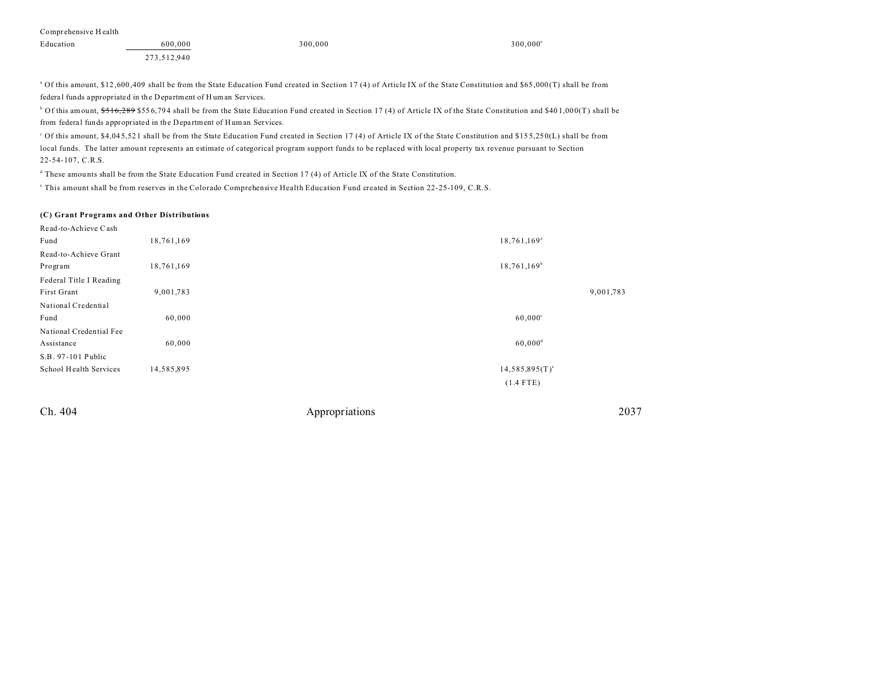| | | | | | |
|---|---|---|---|---|---|
| Comprehensive Health Education | 600,000 | 300,000 | | 300,000[e] | |
| | 273,512,940 | | | | |

[a] Of this amount, $12,600,409 shall be from the State Education Fund created in Section 17 (4) of Article IX of the State Constitution and $65,000(T) shall be from federal funds appropriated in the Department of Human Services.

[b] Of this amount, ~~$516,289~~ $556,794 shall be from the State Education Fund created in Section 17 (4) of Article IX of the State Constitution and $401,000(T) shall be from federal funds appropriated in the Department of Human Services.

[c] Of this amount, $4,045,521 shall be from the State Education Fund created in Section 17 (4) of Article IX of the State Constitution and $155,250(L) shall be from local funds. The latter amount represents an estimate of categorical program support funds to be replaced with local property tax revenue pursuant to Section 22-54-107, C.R.S.

[d] These amounts shall be from the State Education Fund created in Section 17 (4) of Article IX of the State Constitution.

[e] This amount shall be from reserves in the Colorado Comprehensive Health Education Fund created in Section 22-25-109, C.R.S.

**(C) Grant Programs and Other Distributions**

| | | | | | |
|---|---|---|---|---|---|
| Read-to-Achieve Cash Fund | 18,761,169 | | | 18,761,169[a] | |
| Read-to-Achieve Grant Program | 18,761,169 | | | 18,761,169[b] | |
| Federal Title I Reading First Grant | 9,001,783 | | | | 9,001,783 |
| National Credential Fund | 60,000 | | | 60,000[c] | |
| National Credential Fee Assistance | 60,000 | | | 60,000[d] | |
| S.B. 97-101 Public School Health Services | 14,585,895 | | | 14,585,895(T)[e] (1.4 FTE) | |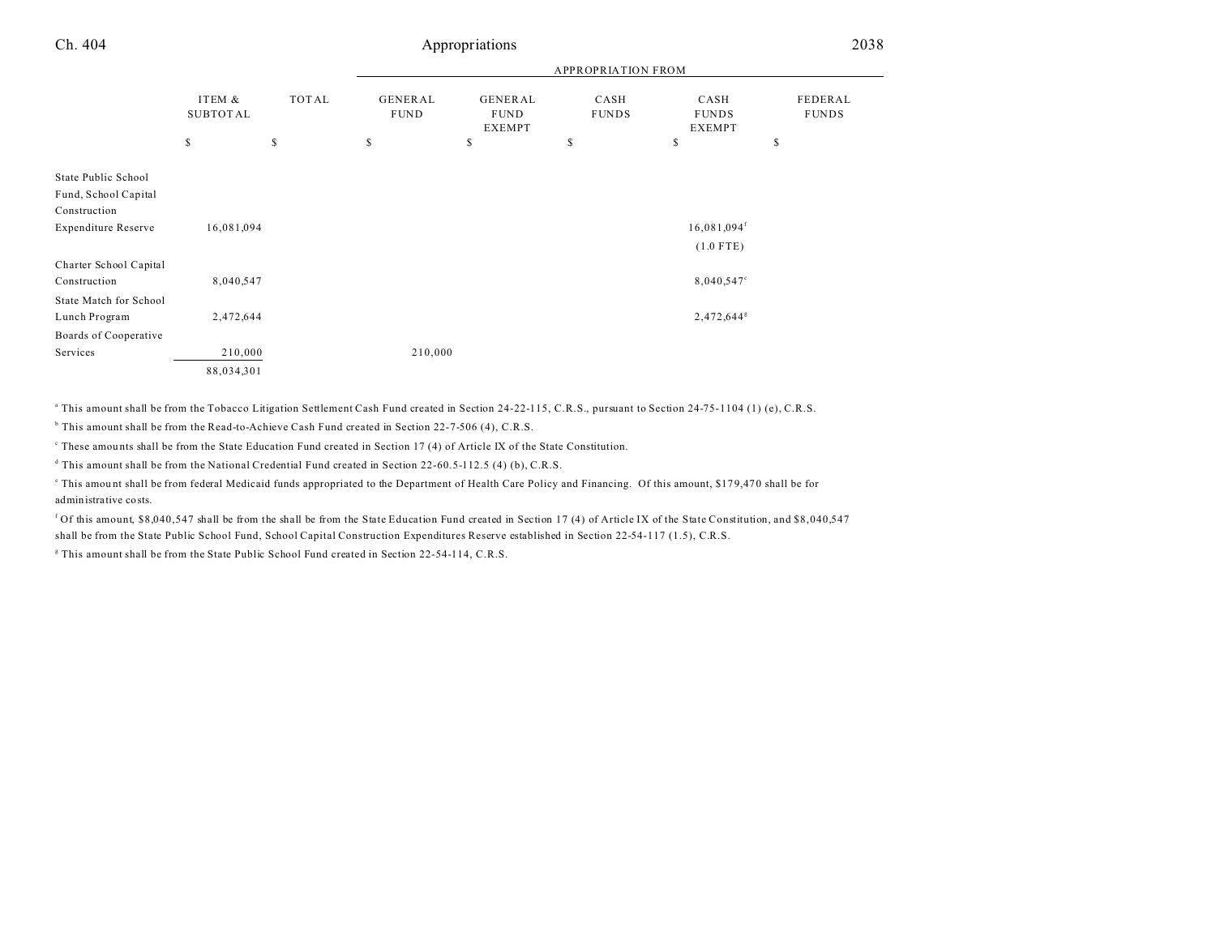| | ITEM & SUBTOTAL | TOTAL | APPROPRIATION FROM GENERAL FUND | GENERAL FUND EXEMPT | CASH FUNDS | CASH FUNDS EXEMPT | FEDERAL FUNDS |
|---|---|---|---|---|---|---|---|
| | $ | $ | $ | $ | $ | $ | $ |
| State Public School Fund, School Capital Construction Expenditure Reserve | 16,081,094 | | | | | 16,081,094[f] (1.0 FTE) | |
| Charter School Capital Construction | 8,040,547 | | | | | 8,040,547[c] | |
| State Match for School Lunch Program | 2,472,644 | | | | | 2,472,644[g] | |
| Boards of Cooperative Services | 210,000 | | 210,000 | | | | |
| | 88,034,301 | | | | | | |

[a] This amount shall be from the Tobacco Litigation Settlement Cash Fund created in Section 24-22-115, C.R.S., pursuant to Section 24-75-1104 (1) (e), C.R.S.

[b] This amount shall be from the Read-to-Achieve Cash Fund created in Section 22-7-506 (4), C.R.S.

[c] These amounts shall be from the State Education Fund created in Section 17 (4) of Article IX of the State Constitution.

[d] This amount shall be from the National Credential Fund created in Section 22-60.5-112.5 (4) (b), C.R.S.

[e] This amount shall be from federal Medicaid funds appropriated to the Department of Health Care Policy and Financing. Of this amount, $179,470 shall be for administrative costs.

[f] Of this amount, $8,040,547 shall be from the shall be from the State Education Fund created in Section 17 (4) of Article IX of the State Constitution, and $8,040,547 shall be from the State Public School Fund, School Capital Construction Expenditures Reserve established in Section 22-54-117 (1.5), C.R.S.

[g] This amount shall be from the State Public School Fund created in Section 22-54-114, C.R.S.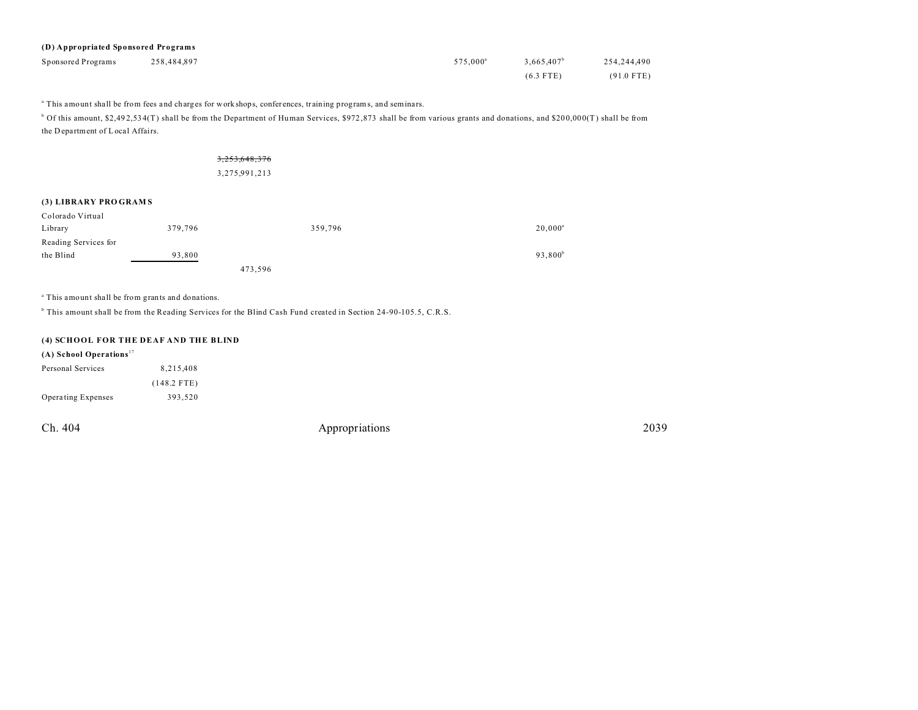#### (D) Appropriated Sponsored Programs

| | | | | | | |
|---|---|---|---|---|---|---|
| Sponsored Programs | 258,484,897 | | | 575,000[a] | 3,665,407[b] | 254,244,490 |
| | | | | | (6.3 FTE) | (91.0 FTE) |

[a] This amount shall be from fees and charges for workshops, conferences, training programs, and seminars.

[b] Of this amount, $2,492,534(T) shall be from the Department of Human Services, $972,873 shall be from various grants and donations, and $200,000(T) shall be from the Department of Local Affairs.

~~3,253,648,376~~
3,275,991,213

### (3) LIBRARY PROGRAMS

| | | | | | |
|---|---|---|---|---|---|
| Colorado Virtual Library | 379,796 | | 359,796 | | 20,000[a] |
| Reading Services for the Blind | 93,800 | | | | 93,800[b] |
| | | 473,596 | | | |

[a] This amount shall be from grants and donations.

[b] This amount shall be from the Reading Services for the Blind Cash Fund created in Section 24-90-105.5, C.R.S.

### (4) SCHOOL FOR THE DEAF AND THE BLIND

#### (A) School Operations[17]

| | |
|---|---|
| Personal Services | 8,215,408 |
| | (148.2 FTE) |
| Operating Expenses | 393,520 |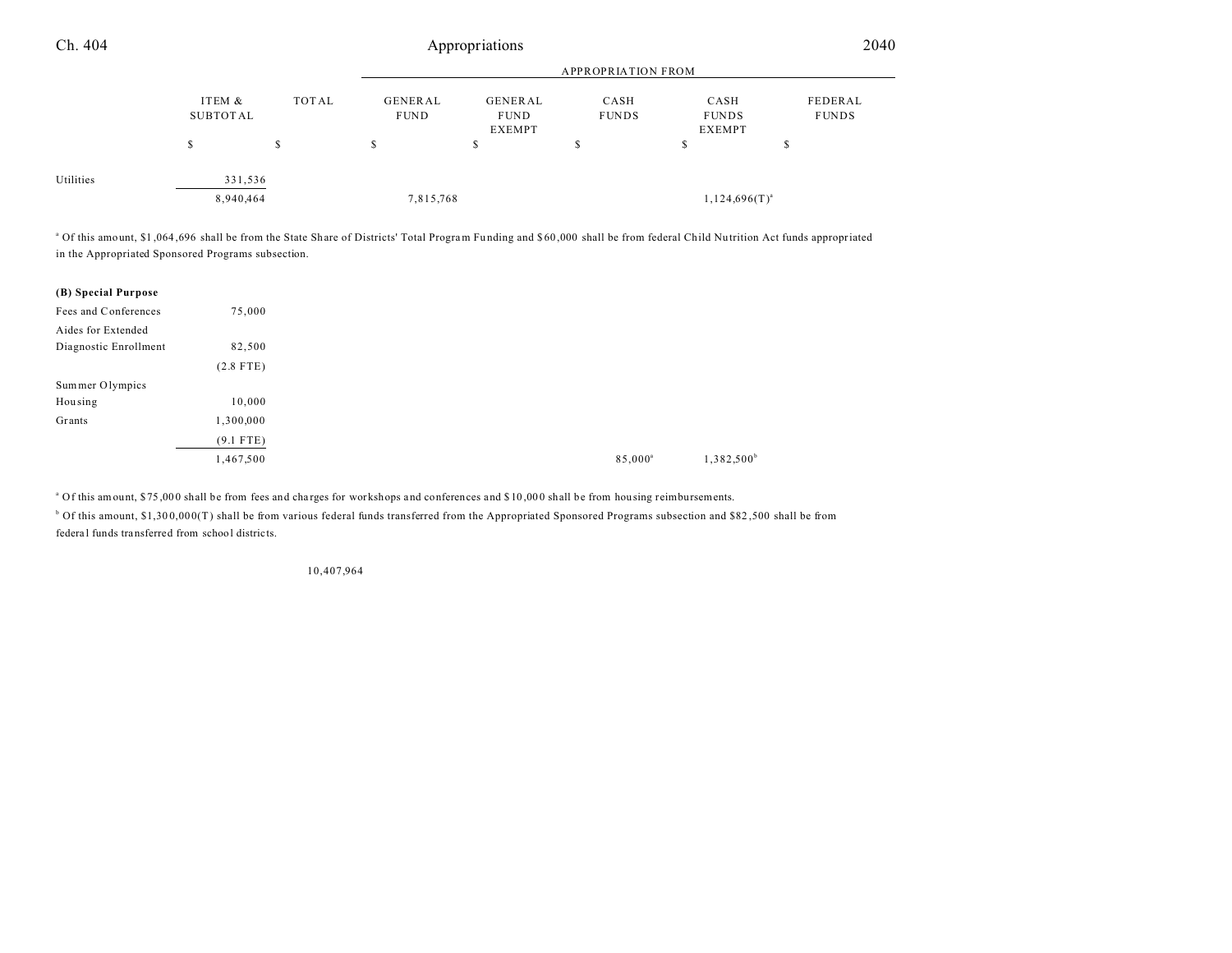| | ITEM & SUBTOTAL | TOTAL | APPROPRIATION FROM GENERAL FUND | GENERAL FUND EXEMPT | CASH FUNDS | CASH FUNDS EXEMPT | FEDERAL FUNDS |
|---|---|---|---|---|---|---|---|
| | $ | $ | $ | $ | $ | $ | $ |
| Utilities | 331,536 | | | | | | |
| | 8,940,464 | | 7,815,768 | | | 1,124,696(T)[a] | |

[a] Of this amount, $1,064,696 shall be from the State Share of Districts' Total Program Funding and $60,000 shall be from federal Child Nutrition Act funds appropriated in the Appropriated Sponsored Programs subsection.

| | ITEM & SUBTOTAL | TOTAL | GENERAL FUND | GENERAL FUND EXEMPT | CASH FUNDS | CASH FUNDS EXEMPT | FEDERAL FUNDS |
|---|---|---|---|---|---|---|---|
| **(B) Special Purpose** | | | | | | | |
| Fees and Conferences | 75,000 | | | | | | |
| Aides for Extended Diagnostic Enrollment | 82,500 | | | | | | |
| | (2.8 FTE) | | | | | | |
| Summer Olympics Housing | 10,000 | | | | | | |
| Grants | 1,300,000 | | | | | | |
| | (9.1 FTE) | | | | | | |
| | 1,467,500 | | | | 85,000[a] | 1,382,500[b] | |

[a] Of this amount, $75,000 shall be from fees and charges for workshops and conferences and $10,000 shall be from housing reimbursements.

[b] Of this amount, $1,300,000(T) shall be from various federal funds transferred from the Appropriated Sponsored Programs subsection and $82,500 shall be from federal funds transferred from school districts.

| | ITEM & SUBTOTAL | TOTAL | GENERAL FUND | GENERAL FUND EXEMPT | CASH FUNDS | CASH FUNDS EXEMPT | FEDERAL FUNDS |
|---|---|---|---|---|---|---|---|
| | | 10,407,964 | | | | | |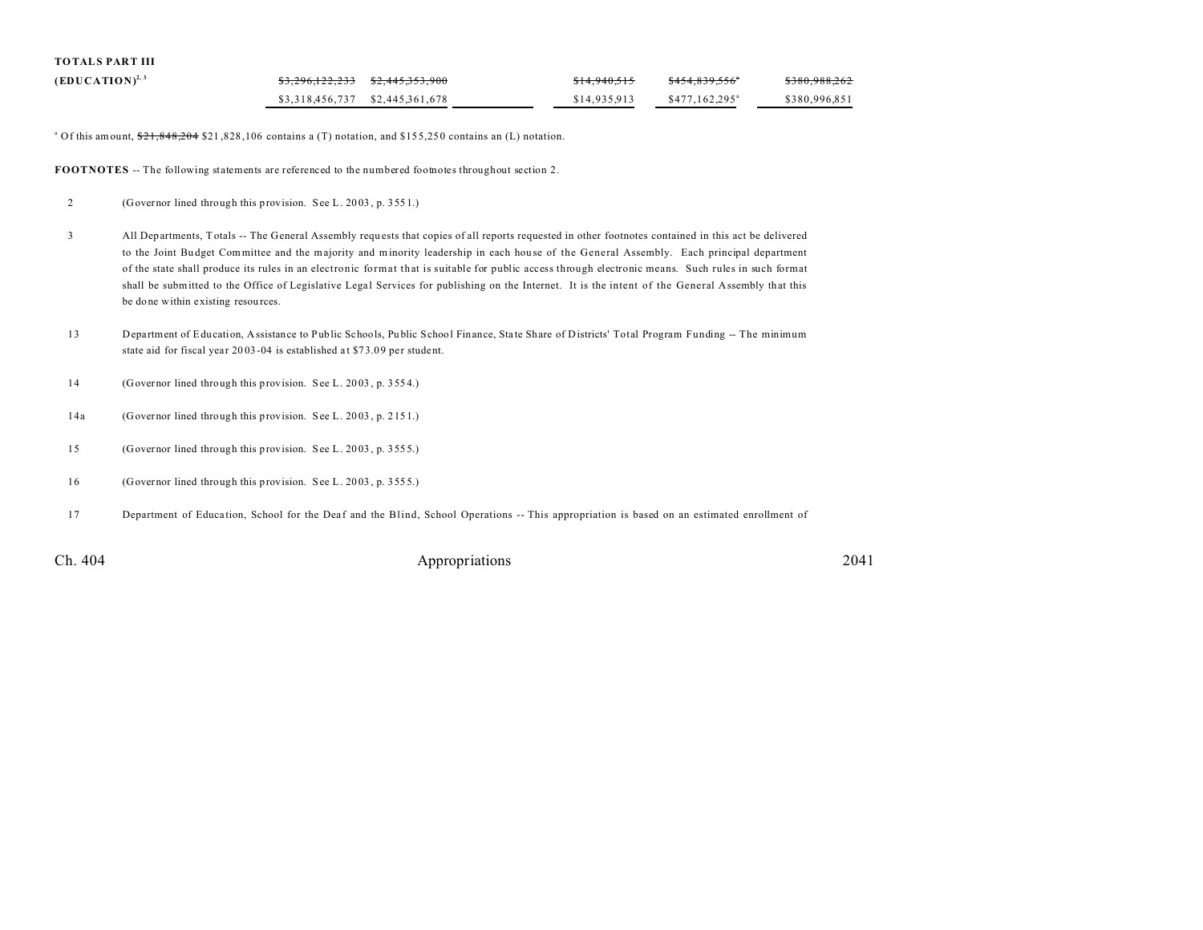**TOTALS PART III**

| | | | | | | |
|---|---|---|---|---|---|---|
| **(EDUCATION)**[2, 3] | ~~$3,296,122,233~~ | ~~$2,445,353,900~~ | | ~~$14,940,515~~ | ~~$454,839,556~~[a] | ~~$380,988,262~~ |
| | $3,318,456,737 | $2,445,361,678 | | $14,935,913 | $477,162,295[a] | $380,996,851 |

[a] Of this amount, ~~$21,848,204~~ $21,828,106 contains a (T) notation, and $155,250 contains an (L) notation.

**FOOTNOTES** -- The following statements are referenced to the numbered footnotes throughout section 2.

2 (Governor lined through this provision. See L. 2003, p. 3551.)

3 All Departments, Totals -- The General Assembly requests that copies of all reports requested in other footnotes contained in this act be delivered to the Joint Budget Committee and the majority and minority leadership in each house of the General Assembly. Each principal department of the state shall produce its rules in an electronic format that is suitable for public access through electronic means. Such rules in such format shall be submitted to the Office of Legislative Legal Services for publishing on the Internet. It is the intent of the General Assembly that this be done within existing resources.

13 Department of Education, Assistance to Public Schools, Public School Finance, State Share of Districts' Total Program Funding -- The minimum state aid for fiscal year 2003-04 is established at $73.09 per student.

14 (Governor lined through this provision. See L. 2003, p. 3554.)

14a (Governor lined through this provision. See L. 2003, p. 2151.)

15 (Governor lined through this provision. See L. 2003, p. 3555.)

16 (Governor lined through this provision. See L. 2003, p. 3555.)

17 Department of Education, School for the Deaf and the Blind, School Operations -- This appropriation is based on an estimated enrollment of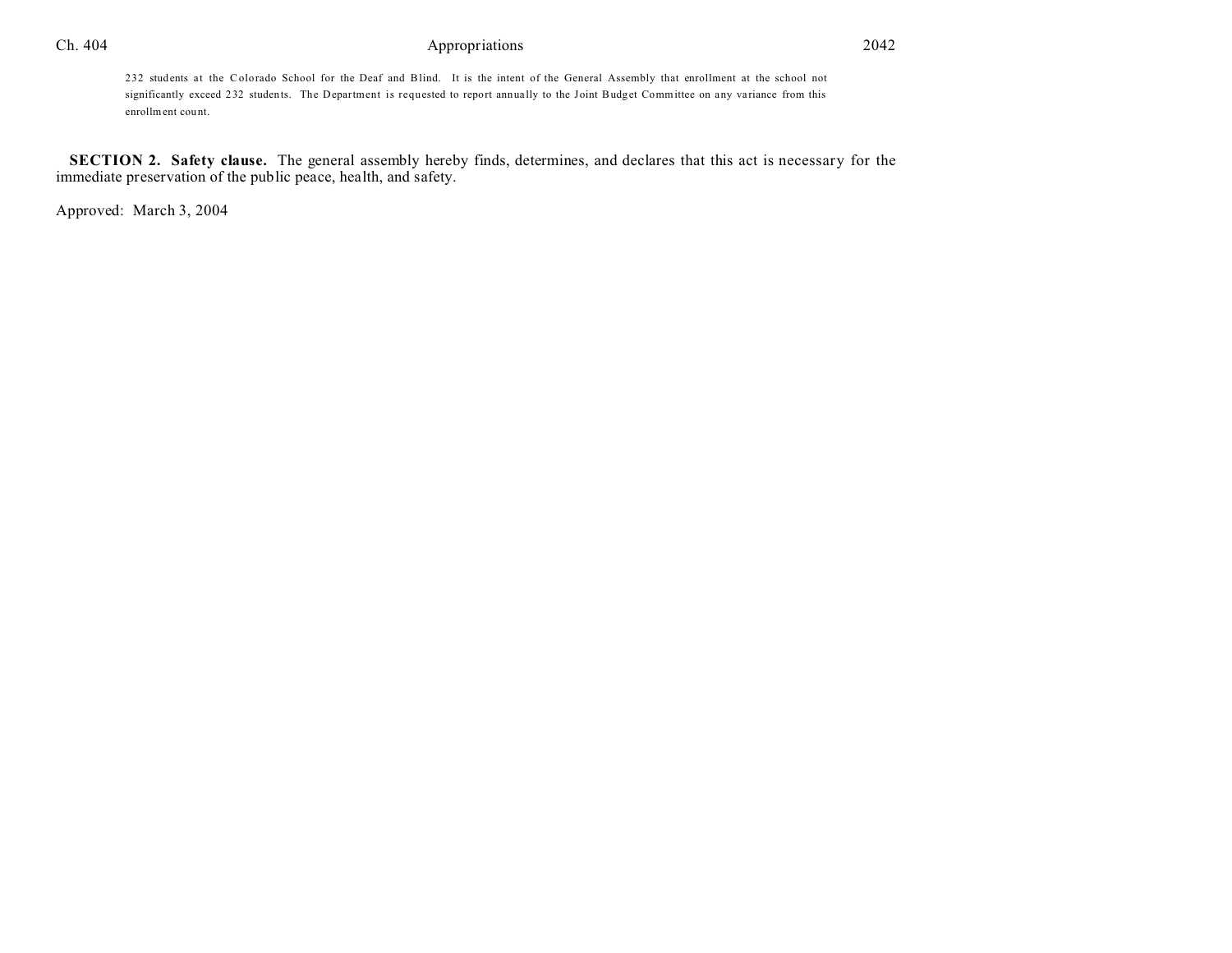232 students at the Colorado School for the Deaf and Blind. It is the intent of the General Assembly that enrollment at the school not significantly exceed 232 students. The Department is requested to report annually to the Joint Budget Committee on any variance from this enrollment count.

**SECTION 2. Safety clause.** The general assembly hereby finds, determines, and declares that this act is necessary for the immediate preservation of the public peace, health, and safety.

Approved: March 3, 2004